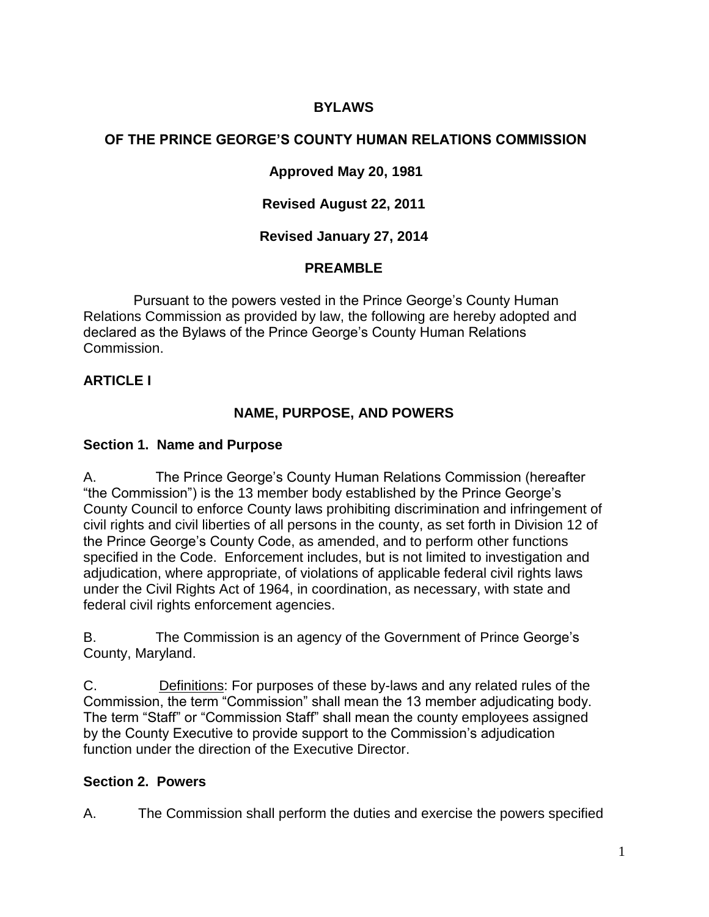# BYLAWS

## OF THE PRINCE GEORGE'S COUNTY HUMAN RELATIONS COMMISSION

**Approved May 20, 1981**

**Revised August 22, 2011**

**Revised January 27, 2014**

## PREAMBLE

Pursuant to the powers vested in the Prince George's County Human Relations Commission as provided by law, the following are hereby adopted and declared as the Bylaws of the Prince George's County Human Relations Commission.

## ARTICLE I

## NAME, PURPOSE, AND POWERS

### Section 1. Name and Purpose

A. The Prince George's County Human Relations Commission (hereafter "the Commission") is the 13 member body established by the Prince George's County Council to enforce County laws prohibiting discrimination and infringement of civil rights and civil liberties of all persons in the county, as set forth in Division 12 of the Prince George's County Code, as amended, and to perform other functions specified in the Code. Enforcement includes, but is not limited to investigation and adjudication, where appropriate, of violations of applicable federal civil rights laws under the Civil Rights Act of 1964, in coordination, as necessary, with state and federal civil rights enforcement agencies.

B. The Commission is an agency of the Government of Prince George's County, Maryland.

C. Definitions: For purposes of these by-laws and any related rules of the Commission, the term "Commission" shall mean the 13 member adjudicating body. The term "Staff" or "Commission Staff" shall mean the county employees assigned by the County Executive to provide support to the Commission's adjudication function under the direction of the Executive Director.

### Section 2. Powers

A. The Commission shall perform the duties and exercise the powers specified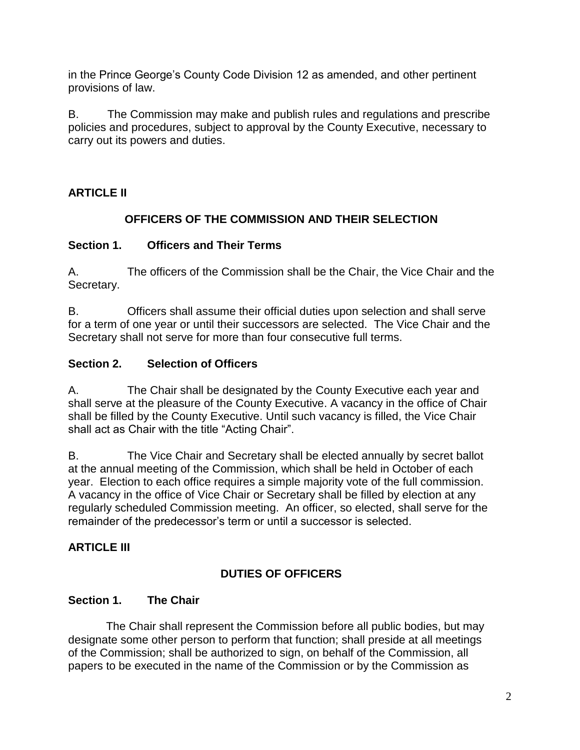in the Prince George's County Code Division 12 as amended, and other pertinent provisions of law.

B. The Commission may make and publish rules and regulations and prescribe policies and procedures, subject to approval by the County Executive, necessary to carry out its powers and duties.

## ARTICLE II

### OFFICERS OF THE COMMISSION AND THEIR SELECTION

### Section 1. Officers and Their Terms

A. The officers of the Commission shall be the Chair, the Vice Chair and the Secretary.

B. Officers shall assume their official duties upon selection and shall serve for a term of one year or until their successors are selected. The Vice Chair and the Secretary shall not serve for more than four consecutive full terms.

### Section 2. Selection of Officers

A. The Chair shall be designated by the County Executive each year and shall serve at the pleasure of the County Executive. A vacancy in the office of Chair shall be filled by the County Executive. Until such vacancy is filled, the Vice Chair shall act as Chair with the title "Acting Chair".

B. The Vice Chair and Secretary shall be elected annually by secret ballot at the annual meeting of the Commission, which shall be held in October of each year. Election to each office requires a simple majority vote of the full commission. A vacancy in the office of Vice Chair or Secretary shall be filled by election at any regularly scheduled Commission meeting. An officer, so elected, shall serve for the remainder of the predecessor's term or until a successor is selected.

## ARTICLE III

### DUTIES OF OFFICERS

### Section 1. The Chair

The Chair shall represent the Commission before all public bodies, but may designate some other person to perform that function; shall preside at all meetings of the Commission; shall be authorized to sign, on behalf of the Commission, all papers to be executed in the name of the Commission or by the Commission as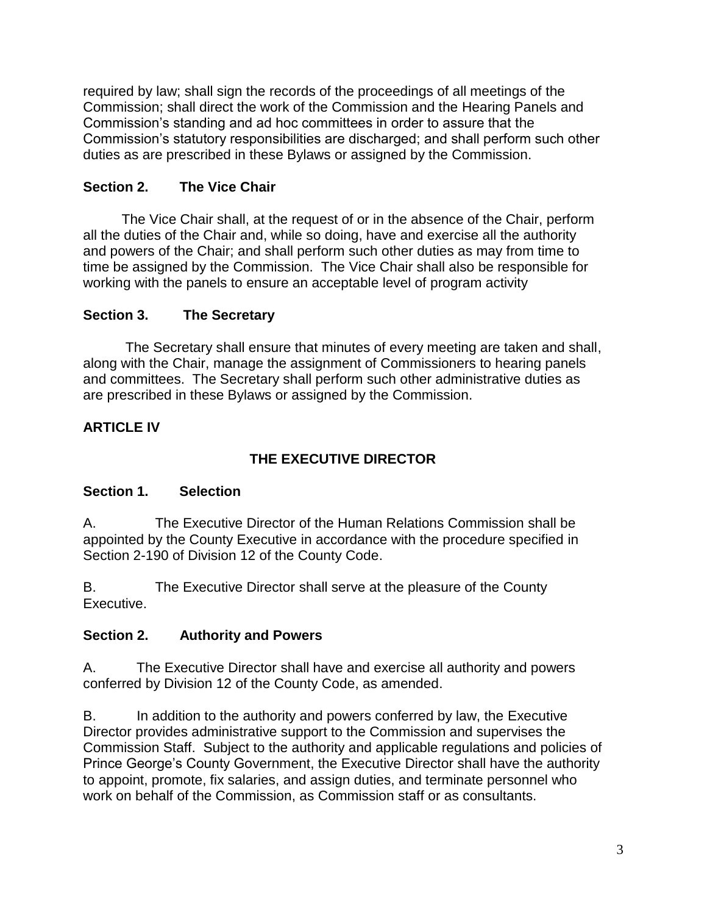required by law; shall sign the records of the proceedings of all meetings of the Commission; shall direct the work of the Commission and the Hearing Panels and Commission's standing and ad hoc committees in order to assure that the Commission's statutory responsibilities are discharged; and shall perform such other duties as are prescribed in these Bylaws or assigned by the Commission.

### Section 2. The Vice Chair

The Vice Chair shall, at the request of or in the absence of the Chair, perform all the duties of the Chair and, while so doing, have and exercise all the authority and powers of the Chair; and shall perform such other duties as may from time to time be assigned by the Commission. The Vice Chair shall also be responsible for working with the panels to ensure an acceptable level of program activity

### Section 3. The Secretary

The Secretary shall ensure that minutes of every meeting are taken and shall, along with the Chair, manage the assignment of Commissioners to hearing panels and committees. The Secretary shall perform such other administrative duties as are prescribed in these Bylaws or assigned by the Commission.

## ARTICLE IV

## THE EXECUTIVE DIRECTOR

### Section 1. Selection

A. The Executive Director of the Human Relations Commission shall be appointed by the County Executive in accordance with the procedure specified in Section 2-190 of Division 12 of the County Code.

B. The Executive Director shall serve at the pleasure of the County Executive.

### Section 2. Authority and Powers

A. The Executive Director shall have and exercise all authority and powers conferred by Division 12 of the County Code, as amended.

B. In addition to the authority and powers conferred by law, the Executive Director provides administrative support to the Commission and supervises the Commission Staff. Subject to the authority and applicable regulations and policies of Prince George's County Government, the Executive Director shall have the authority to appoint, promote, fix salaries, and assign duties, and terminate personnel who work on behalf of the Commission, as Commission staff or as consultants.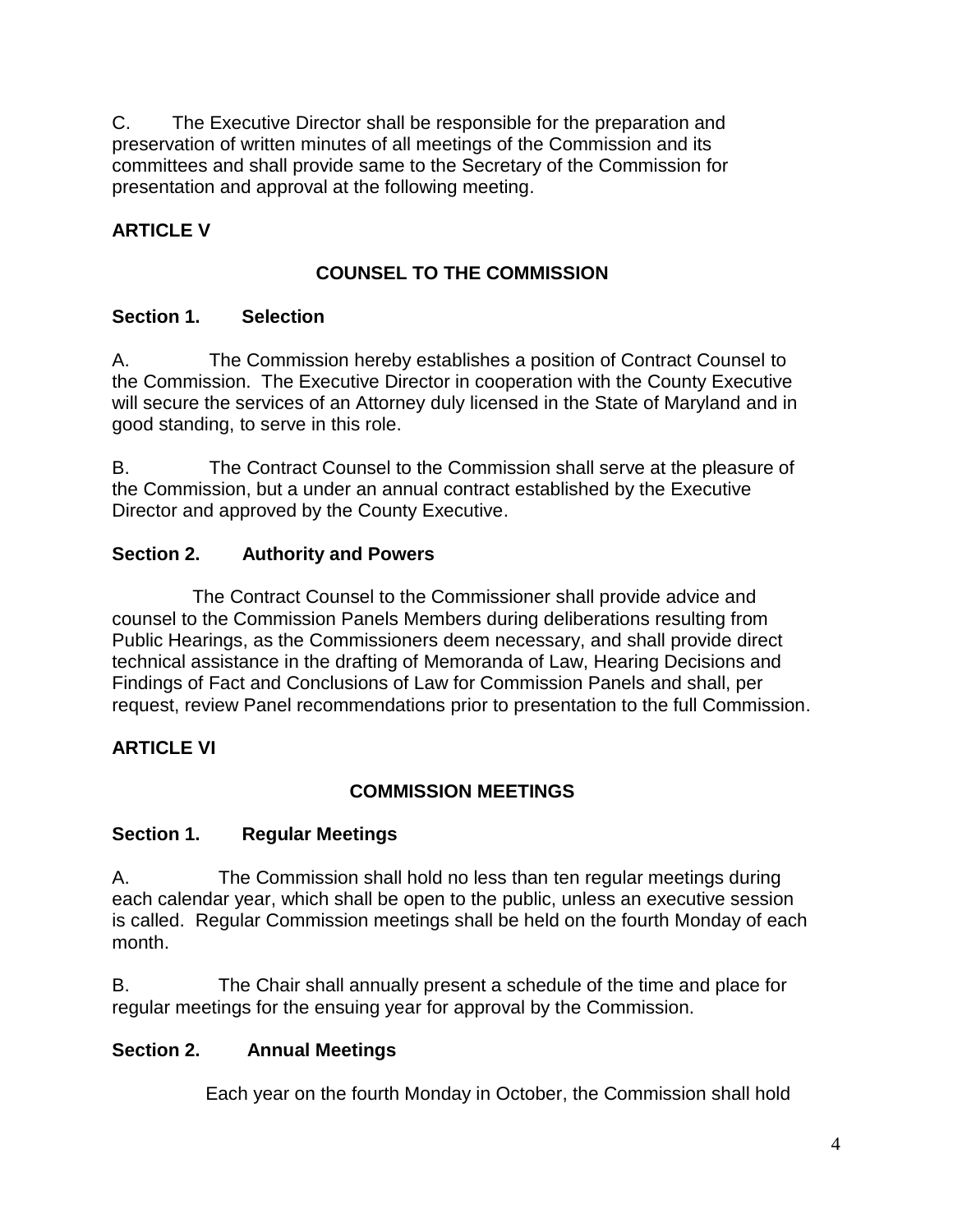C. The Executive Director shall be responsible for the preparation and preservation of written minutes of all meetings of the Commission and its committees and shall provide same to the Secretary of the Commission for presentation and approval at the following meeting.

## ARTICLE V

### COUNSEL TO THE COMMISSION

**Section 1. Selection**

A. The Commission hereby establishes a position of Contract Counsel to the Commission. The Executive Director in cooperation with the County Executive will secure the services of an Attorney duly licensed in the State of Maryland and in good standing, to serve in this role.

B. The Contract Counsel to the Commission shall serve at the pleasure of the Commission, but a under an annual contract established by the Executive Director and approved by the County Executive.

**Section 2. Authority and Powers**

The Contract Counsel to the Commissioner shall provide advice and counsel to the Commission Panels Members during deliberations resulting from Public Hearings, as the Commissioners deem necessary, and shall provide direct technical assistance in the drafting of Memoranda of Law, Hearing Decisions and Findings of Fact and Conclusions of Law for Commission Panels and shall, per request, review Panel recommendations prior to presentation to the full Commission.

## ARTICLE VI

### COMMISSION MEETINGS

**Section 1. Regular Meetings**

A. The Commission shall hold no less than ten regular meetings during each calendar year, which shall be open to the public, unless an executive session is called. Regular Commission meetings shall be held on the fourth Monday of each month.

B. The Chair shall annually present a schedule of the time and place for regular meetings for the ensuing year for approval by the Commission.

**Section 2. Annual Meetings**

Each year on the fourth Monday in October, the Commission shall hold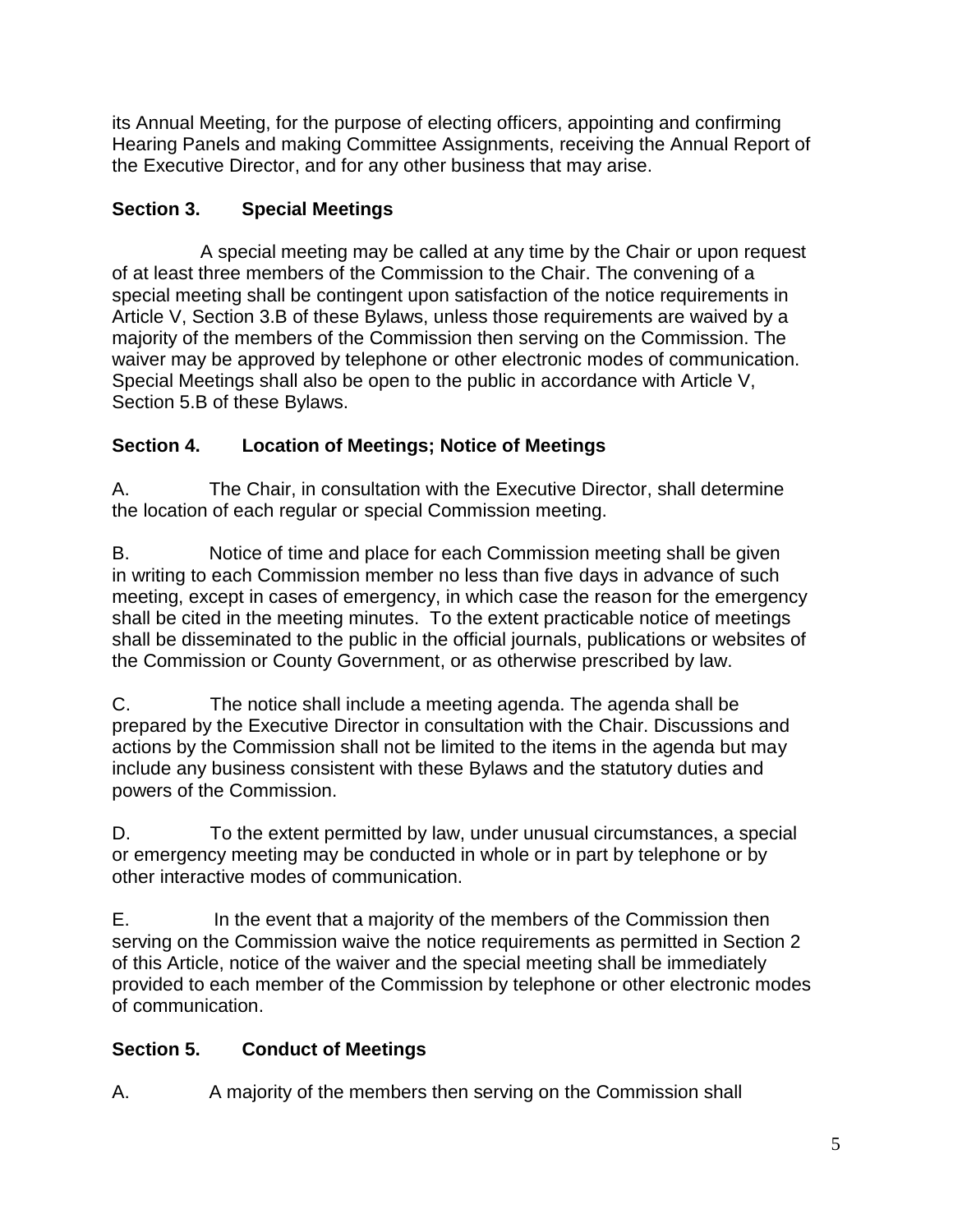its Annual Meeting, for the purpose of electing officers, appointing and confirming Hearing Panels and making Committee Assignments, receiving the Annual Report of the Executive Director, and for any other business that may arise.

### Section 3. Special Meetings

A special meeting may be called at any time by the Chair or upon request of at least three members of the Commission to the Chair. The convening of a special meeting shall be contingent upon satisfaction of the notice requirements in Article V, Section 3.B of these Bylaws, unless those requirements are waived by a majority of the members of the Commission then serving on the Commission. The waiver may be approved by telephone or other electronic modes of communication. Special Meetings shall also be open to the public in accordance with Article V, Section 5.B of these Bylaws.

### Section 4. Location of Meetings; Notice of Meetings

A. The Chair, in consultation with the Executive Director, shall determine the location of each regular or special Commission meeting.

B. Notice of time and place for each Commission meeting shall be given in writing to each Commission member no less than five days in advance of such meeting, except in cases of emergency, in which case the reason for the emergency shall be cited in the meeting minutes. To the extent practicable notice of meetings shall be disseminated to the public in the official journals, publications or websites of the Commission or County Government, or as otherwise prescribed by law.

C. The notice shall include a meeting agenda. The agenda shall be prepared by the Executive Director in consultation with the Chair. Discussions and actions by the Commission shall not be limited to the items in the agenda but may include any business consistent with these Bylaws and the statutory duties and powers of the Commission.

D. To the extent permitted by law, under unusual circumstances, a special or emergency meeting may be conducted in whole or in part by telephone or by other interactive modes of communication.

E. In the event that a majority of the members of the Commission then serving on the Commission waive the notice requirements as permitted in Section 2 of this Article, notice of the waiver and the special meeting shall be immediately provided to each member of the Commission by telephone or other electronic modes of communication.

### Section 5. Conduct of Meetings

A. A majority of the members then serving on the Commission shall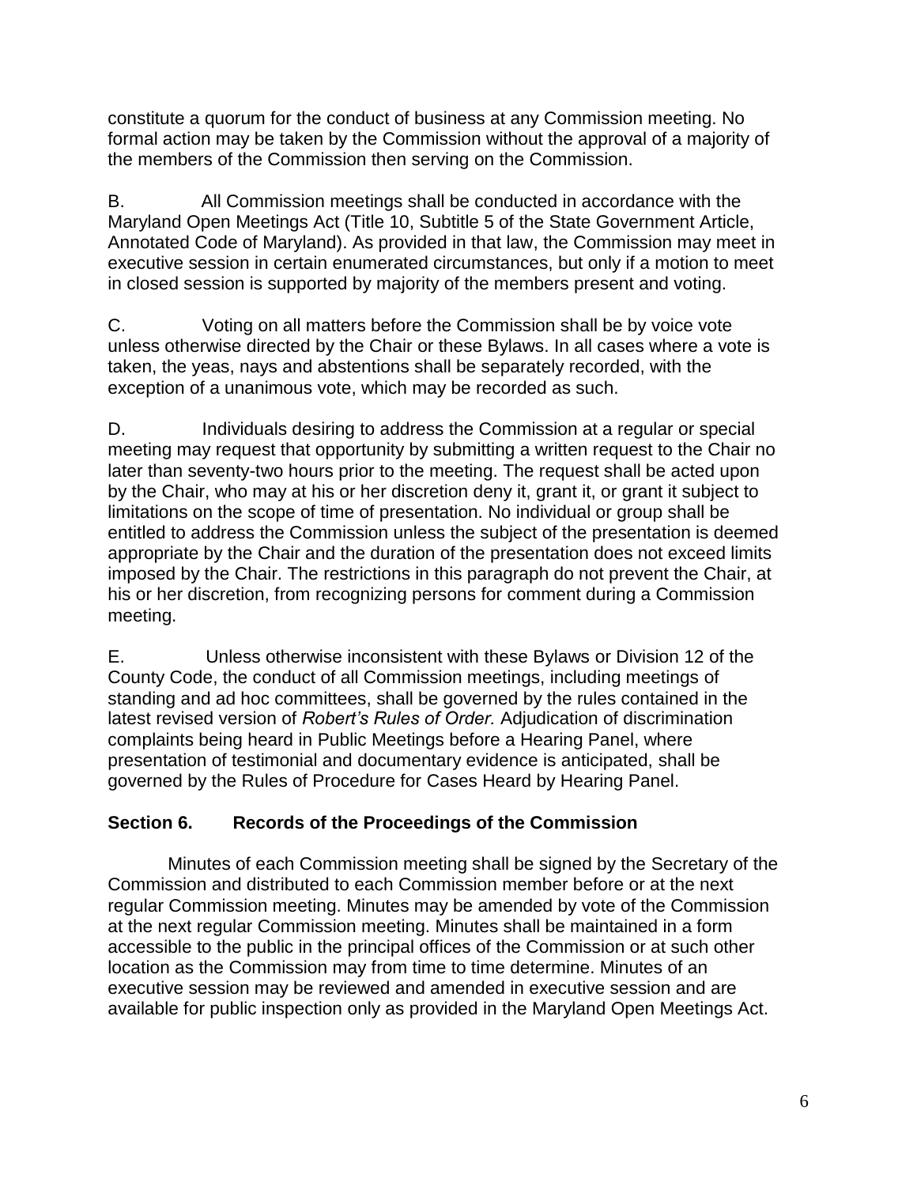constitute a quorum for the conduct of business at any Commission meeting. No formal action may be taken by the Commission without the approval of a majority of the members of the Commission then serving on the Commission.

B. All Commission meetings shall be conducted in accordance with the Maryland Open Meetings Act (Title 10, Subtitle 5 of the State Government Article, Annotated Code of Maryland). As provided in that law, the Commission may meet in executive session in certain enumerated circumstances, but only if a motion to meet in closed session is supported by majority of the members present and voting.

C. Voting on all matters before the Commission shall be by voice vote unless otherwise directed by the Chair or these Bylaws. In all cases where a vote is taken, the yeas, nays and abstentions shall be separately recorded, with the exception of a unanimous vote, which may be recorded as such.

D. Individuals desiring to address the Commission at a regular or special meeting may request that opportunity by submitting a written request to the Chair no later than seventy-two hours prior to the meeting. The request shall be acted upon by the Chair, who may at his or her discretion deny it, grant it, or grant it subject to limitations on the scope of time of presentation. No individual or group shall be entitled to address the Commission unless the subject of the presentation is deemed appropriate by the Chair and the duration of the presentation does not exceed limits imposed by the Chair. The restrictions in this paragraph do not prevent the Chair, at his or her discretion, from recognizing persons for comment during a Commission meeting.

E. Unless otherwise inconsistent with these Bylaws or Division 12 of the County Code, the conduct of all Commission meetings, including meetings of standing and ad hoc committees, shall be governed by the rules contained in the latest revised version of *Robert's Rules of Order.* Adjudication of discrimination complaints being heard in Public Meetings before a Hearing Panel, where presentation of testimonial and documentary evidence is anticipated, shall be governed by the Rules of Procedure for Cases Heard by Hearing Panel.

### Section 6. Records of the Proceedings of the Commission

Minutes of each Commission meeting shall be signed by the Secretary of the Commission and distributed to each Commission member before or at the next regular Commission meeting. Minutes may be amended by vote of the Commission at the next regular Commission meeting. Minutes shall be maintained in a form accessible to the public in the principal offices of the Commission or at such other location as the Commission may from time to time determine. Minutes of an executive session may be reviewed and amended in executive session and are available for public inspection only as provided in the Maryland Open Meetings Act.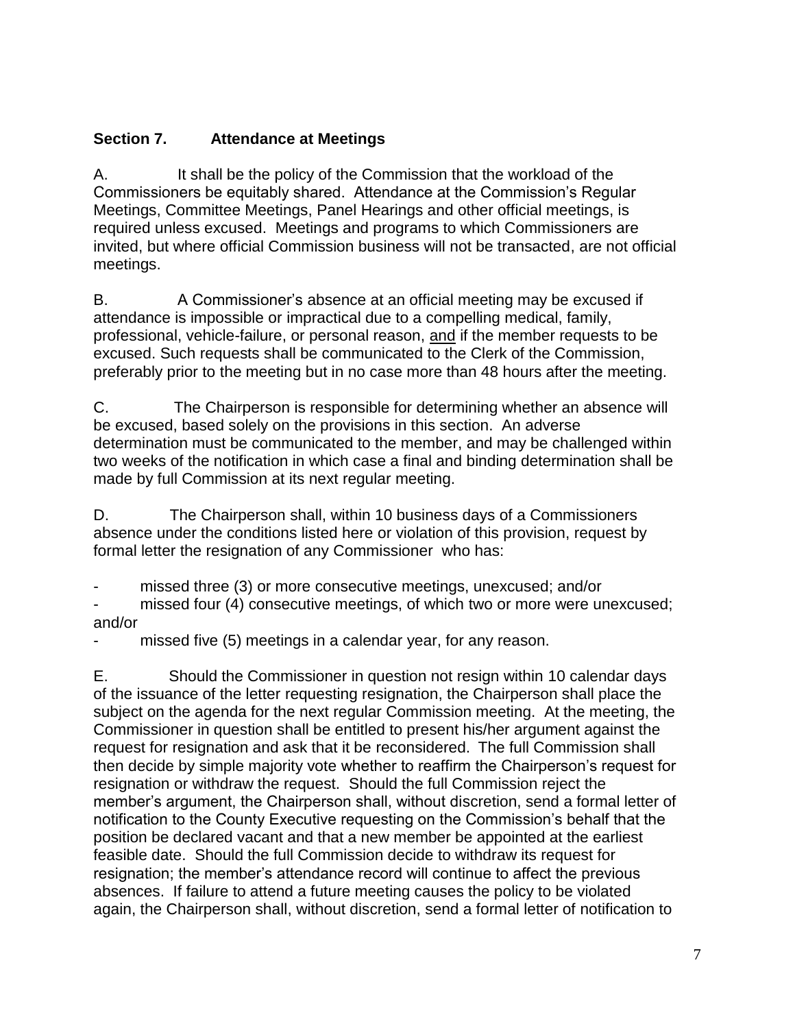## Section 7. Attendance at Meetings

A. It shall be the policy of the Commission that the workload of the Commissioners be equitably shared. Attendance at the Commission's Regular Meetings, Committee Meetings, Panel Hearings and other official meetings, is required unless excused. Meetings and programs to which Commissioners are invited, but where official Commission business will not be transacted, are not official meetings.

B. A Commissioner's absence at an official meeting may be excused if attendance is impossible or impractical due to a compelling medical, family, professional, vehicle-failure, or personal reason, <u>and</u> if the member requests to be excused. Such requests shall be communicated to the Clerk of the Commission, preferably prior to the meeting but in no case more than 48 hours after the meeting.

C. The Chairperson is responsible for determining whether an absence will be excused, based solely on the provisions in this section. An adverse determination must be communicated to the member, and may be challenged within two weeks of the notification in which case a final and binding determination shall be made by full Commission at its next regular meeting.

D. The Chairperson shall, within 10 business days of a Commissioners absence under the conditions listed here or violation of this provision, request by formal letter the resignation of any Commissioner who has:

- missed three (3) or more consecutive meetings, unexcused; and/or
- missed four (4) consecutive meetings, of which two or more were unexcused; and/or
- missed five (5) meetings in a calendar year, for any reason.

E. Should the Commissioner in question not resign within 10 calendar days of the issuance of the letter requesting resignation, the Chairperson shall place the subject on the agenda for the next regular Commission meeting. At the meeting, the Commissioner in question shall be entitled to present his/her argument against the request for resignation and ask that it be reconsidered. The full Commission shall then decide by simple majority vote whether to reaffirm the Chairperson's request for resignation or withdraw the request. Should the full Commission reject the member's argument, the Chairperson shall, without discretion, send a formal letter of notification to the County Executive requesting on the Commission's behalf that the position be declared vacant and that a new member be appointed at the earliest feasible date. Should the full Commission decide to withdraw its request for resignation; the member's attendance record will continue to affect the previous absences. If failure to attend a future meeting causes the policy to be violated again, the Chairperson shall, without discretion, send a formal letter of notification to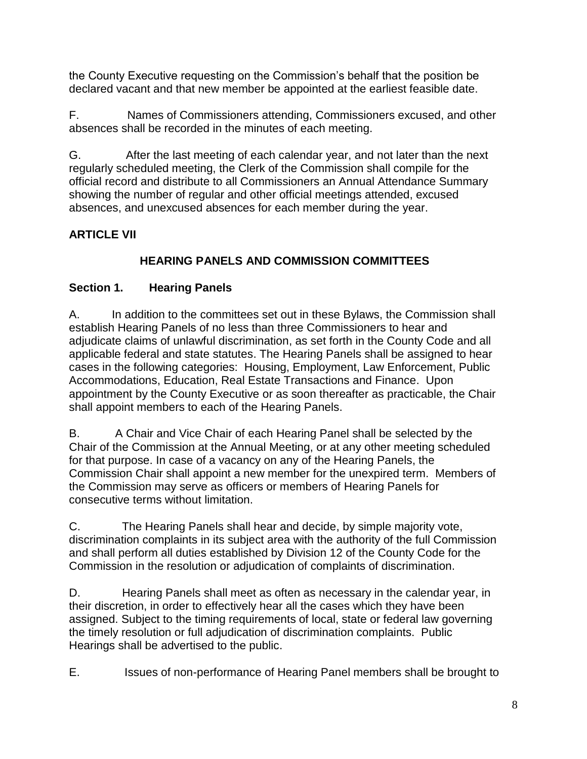the County Executive requesting on the Commission's behalf that the position be declared vacant and that new member be appointed at the earliest feasible date.

F. Names of Commissioners attending, Commissioners excused, and other absences shall be recorded in the minutes of each meeting.

G. After the last meeting of each calendar year, and not later than the next regularly scheduled meeting, the Clerk of the Commission shall compile for the official record and distribute to all Commissioners an Annual Attendance Summary showing the number of regular and other official meetings attended, excused absences, and unexcused absences for each member during the year.

## ARTICLE VII

### HEARING PANELS AND COMMISSION COMMITTEES

### Section 1. Hearing Panels

A. In addition to the committees set out in these Bylaws, the Commission shall establish Hearing Panels of no less than three Commissioners to hear and adjudicate claims of unlawful discrimination, as set forth in the County Code and all applicable federal and state statutes. The Hearing Panels shall be assigned to hear cases in the following categories: Housing, Employment, Law Enforcement, Public Accommodations, Education, Real Estate Transactions and Finance. Upon appointment by the County Executive or as soon thereafter as practicable, the Chair shall appoint members to each of the Hearing Panels.

B. A Chair and Vice Chair of each Hearing Panel shall be selected by the Chair of the Commission at the Annual Meeting, or at any other meeting scheduled for that purpose. In case of a vacancy on any of the Hearing Panels, the Commission Chair shall appoint a new member for the unexpired term. Members of the Commission may serve as officers or members of Hearing Panels for consecutive terms without limitation.

C. The Hearing Panels shall hear and decide, by simple majority vote, discrimination complaints in its subject area with the authority of the full Commission and shall perform all duties established by Division 12 of the County Code for the Commission in the resolution or adjudication of complaints of discrimination.

D. Hearing Panels shall meet as often as necessary in the calendar year, in their discretion, in order to effectively hear all the cases which they have been assigned. Subject to the timing requirements of local, state or federal law governing the timely resolution or full adjudication of discrimination complaints. Public Hearings shall be advertised to the public.

E. Issues of non-performance of Hearing Panel members shall be brought to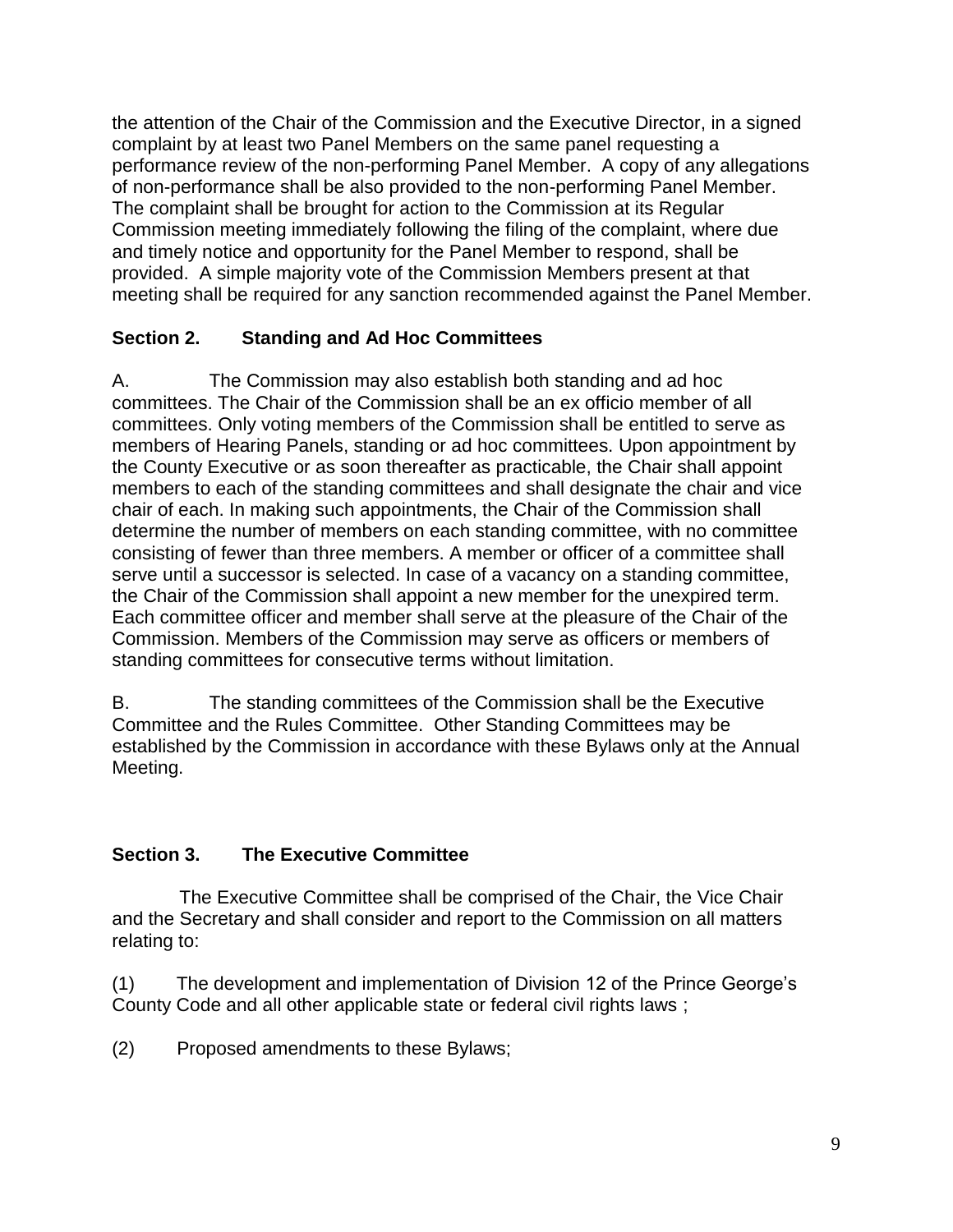the attention of the Chair of the Commission and the Executive Director, in a signed complaint by at least two Panel Members on the same panel requesting a performance review of the non-performing Panel Member. A copy of any allegations of non-performance shall be also provided to the non-performing Panel Member. The complaint shall be brought for action to the Commission at its Regular Commission meeting immediately following the filing of the complaint, where due and timely notice and opportunity for the Panel Member to respond, shall be provided. A simple majority vote of the Commission Members present at that meeting shall be required for any sanction recommended against the Panel Member.

**Section 2. Standing and Ad Hoc Committees**

A. The Commission may also establish both standing and ad hoc committees. The Chair of the Commission shall be an ex officio member of all committees. Only voting members of the Commission shall be entitled to serve as members of Hearing Panels, standing or ad hoc committees. Upon appointment by the County Executive or as soon thereafter as practicable, the Chair shall appoint members to each of the standing committees and shall designate the chair and vice chair of each. In making such appointments, the Chair of the Commission shall determine the number of members on each standing committee, with no committee consisting of fewer than three members. A member or officer of a committee shall serve until a successor is selected. In case of a vacancy on a standing committee, the Chair of the Commission shall appoint a new member for the unexpired term. Each committee officer and member shall serve at the pleasure of the Chair of the Commission. Members of the Commission may serve as officers or members of standing committees for consecutive terms without limitation.

B. The standing committees of the Commission shall be the Executive Committee and the Rules Committee. Other Standing Committees may be established by the Commission in accordance with these Bylaws only at the Annual Meeting.

**Section 3. The Executive Committee**

The Executive Committee shall be comprised of the Chair, the Vice Chair and the Secretary and shall consider and report to the Commission on all matters relating to:

(1) The development and implementation of Division 12 of the Prince George's County Code and all other applicable state or federal civil rights laws ;

(2) Proposed amendments to these Bylaws;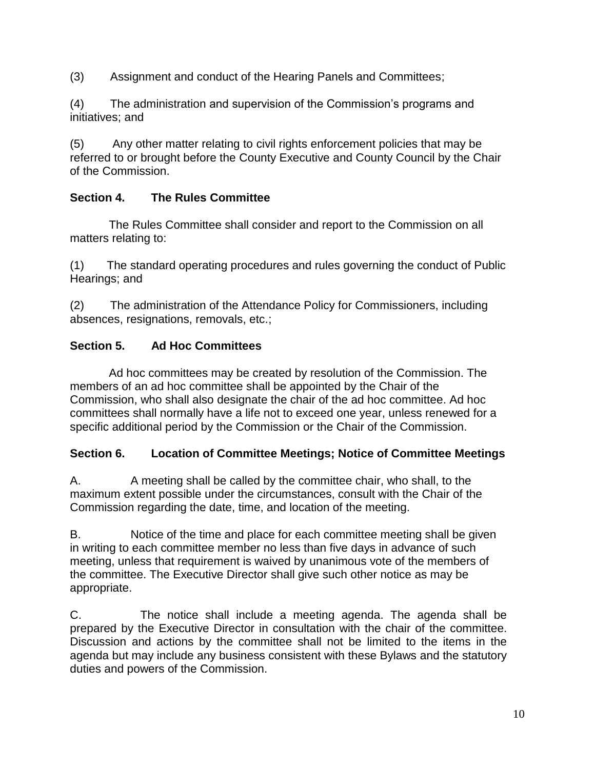(3) Assignment and conduct of the Hearing Panels and Committees;

(4) The administration and supervision of the Commission's programs and initiatives; and

(5) Any other matter relating to civil rights enforcement policies that may be referred to or brought before the County Executive and County Council by the Chair of the Commission.

### Section 4. The Rules Committee

The Rules Committee shall consider and report to the Commission on all matters relating to:

(1) The standard operating procedures and rules governing the conduct of Public Hearings; and

(2) The administration of the Attendance Policy for Commissioners, including absences, resignations, removals, etc.;

### Section 5. Ad Hoc Committees

Ad hoc committees may be created by resolution of the Commission. The members of an ad hoc committee shall be appointed by the Chair of the Commission, who shall also designate the chair of the ad hoc committee. Ad hoc committees shall normally have a life not to exceed one year, unless renewed for a specific additional period by the Commission or the Chair of the Commission.

### Section 6. Location of Committee Meetings; Notice of Committee Meetings

A. A meeting shall be called by the committee chair, who shall, to the maximum extent possible under the circumstances, consult with the Chair of the Commission regarding the date, time, and location of the meeting.

B. Notice of the time and place for each committee meeting shall be given in writing to each committee member no less than five days in advance of such meeting, unless that requirement is waived by unanimous vote of the members of the committee. The Executive Director shall give such other notice as may be appropriate.

C. The notice shall include a meeting agenda. The agenda shall be prepared by the Executive Director in consultation with the chair of the committee. Discussion and actions by the committee shall not be limited to the items in the agenda but may include any business consistent with these Bylaws and the statutory duties and powers of the Commission.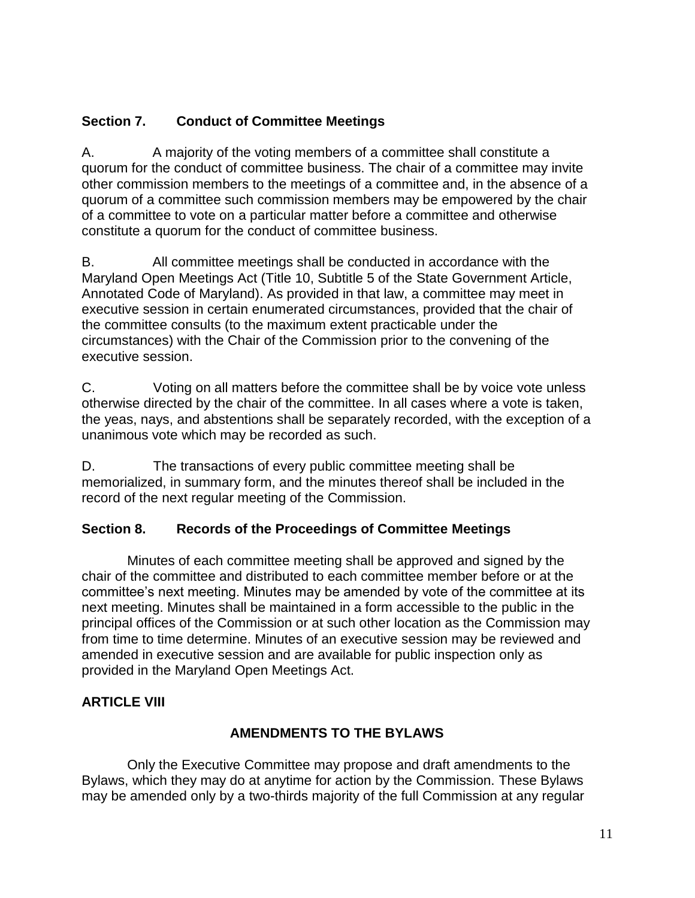### Section 7. Conduct of Committee Meetings

A. A majority of the voting members of a committee shall constitute a quorum for the conduct of committee business. The chair of a committee may invite other commission members to the meetings of a committee and, in the absence of a quorum of a committee such commission members may be empowered by the chair of a committee to vote on a particular matter before a committee and otherwise constitute a quorum for the conduct of committee business.

B. All committee meetings shall be conducted in accordance with the Maryland Open Meetings Act (Title 10, Subtitle 5 of the State Government Article, Annotated Code of Maryland). As provided in that law, a committee may meet in executive session in certain enumerated circumstances, provided that the chair of the committee consults (to the maximum extent practicable under the circumstances) with the Chair of the Commission prior to the convening of the executive session.

C. Voting on all matters before the committee shall be by voice vote unless otherwise directed by the chair of the committee. In all cases where a vote is taken, the yeas, nays, and abstentions shall be separately recorded, with the exception of a unanimous vote which may be recorded as such.

D. The transactions of every public committee meeting shall be memorialized, in summary form, and the minutes thereof shall be included in the record of the next regular meeting of the Commission.

### Section 8. Records of the Proceedings of Committee Meetings

Minutes of each committee meeting shall be approved and signed by the chair of the committee and distributed to each committee member before or at the committee's next meeting. Minutes may be amended by vote of the committee at its next meeting. Minutes shall be maintained in a form accessible to the public in the principal offices of the Commission or at such other location as the Commission may from time to time determine. Minutes of an executive session may be reviewed and amended in executive session and are available for public inspection only as provided in the Maryland Open Meetings Act.

## ARTICLE VIII

## AMENDMENTS TO THE BYLAWS

Only the Executive Committee may propose and draft amendments to the Bylaws, which they may do at anytime for action by the Commission. These Bylaws may be amended only by a two-thirds majority of the full Commission at any regular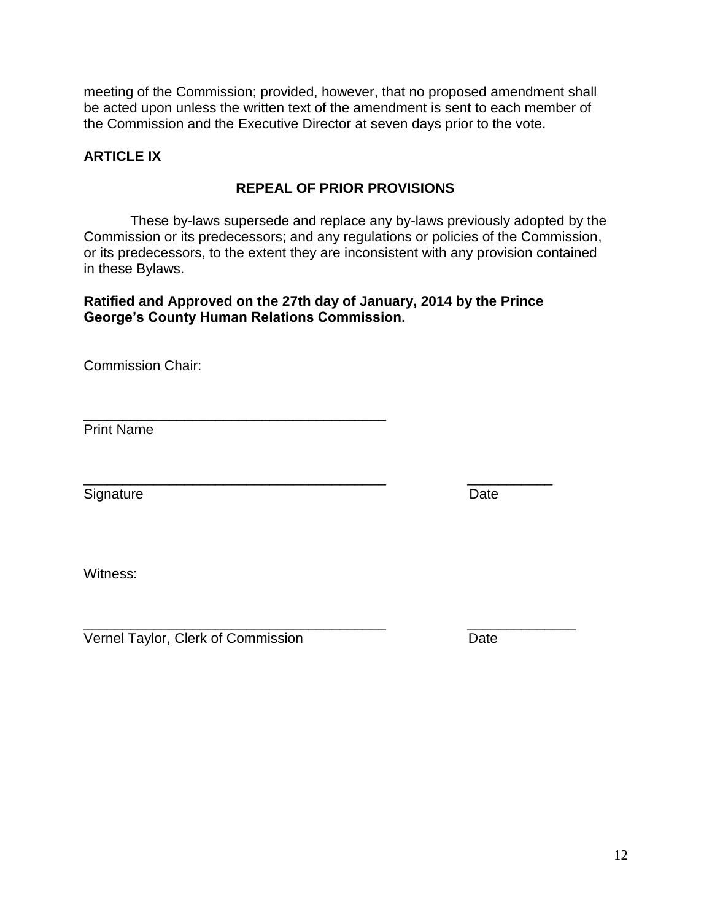meeting of the Commission; provided, however, that no proposed amendment shall be acted upon unless the written text of the amendment is sent to each member of the Commission and the Executive Director at seven days prior to the vote.

**ARTICLE IX**

**REPEAL OF PRIOR PROVISIONS**

These by-laws supersede and replace any by-laws previously adopted by the Commission or its predecessors; and any regulations or policies of the Commission, or its predecessors, to the extent they are inconsistent with any provision contained in these Bylaws.

**Ratified and Approved on the 27th day of January, 2014 by the Prince George's County Human Relations Commission.**

Commission Chair:

________________________________________
Print Name

________________________________________ ___________
Signature Date

Witness:

________________________________________ ______________
Vernel Taylor, Clerk of Commission Date